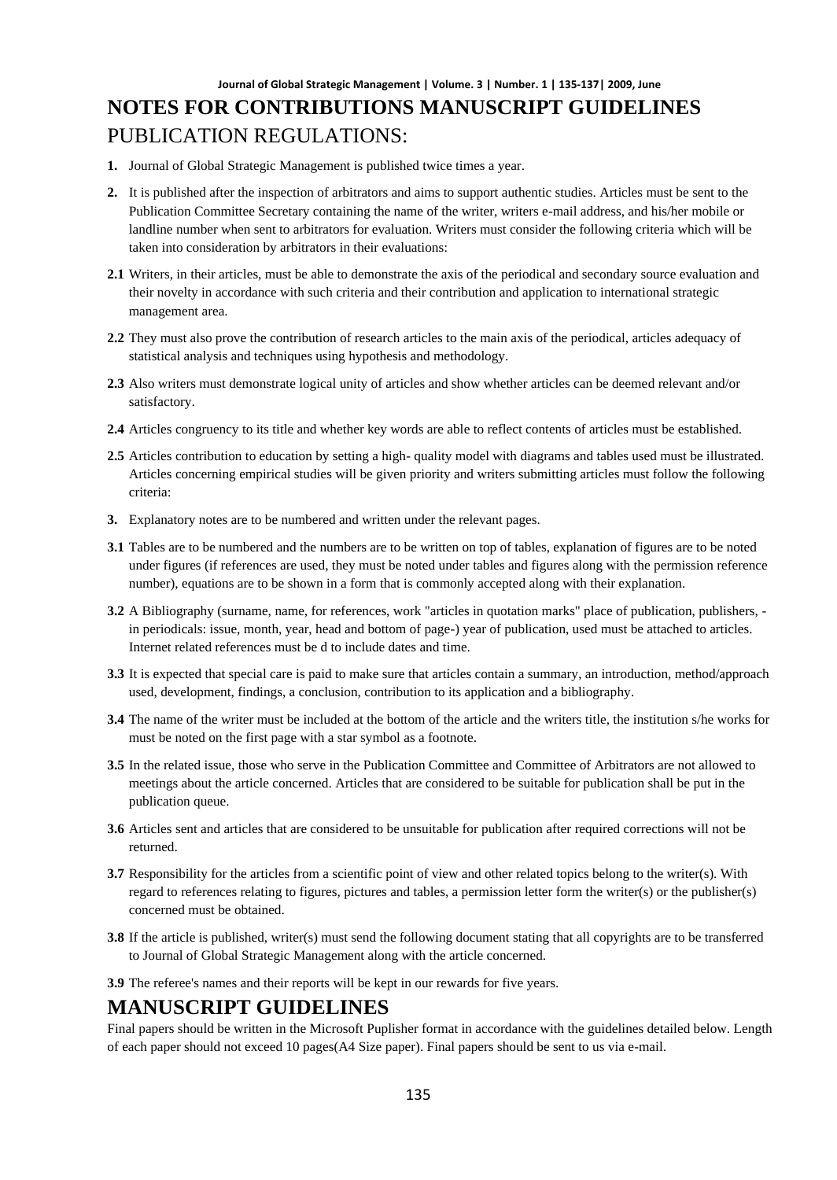# NOTES FOR CONTRIBUTIONS MANUSCRIPT GUIDELINES

## PUBLICATION REGULATIONS:

**1.** Journal of Global Strategic Management is published twice times a year.

**2.** It is published after the inspection of arbitrators and aims to support authentic studies. Articles must be sent to the Publication Committee Secretary containing the name of the writer, writers e-mail address, and his/her mobile or landline number when sent to arbitrators for evaluation. Writers must consider the following criteria which will be taken into consideration by arbitrators in their evaluations:

**2.1** Writers, in their articles, must be able to demonstrate the axis of the periodical and secondary source evaluation and their novelty in accordance with such criteria and their contribution and application to international strategic management area.

**2.2** They must also prove the contribution of research articles to the main axis of the periodical, articles adequacy of statistical analysis and techniques using hypothesis and methodology.

**2.3** Also writers must demonstrate logical unity of articles and show whether articles can be deemed relevant and/or satisfactory.

**2.4** Articles congruency to its title and whether key words are able to reflect contents of articles must be established.

**2.5** Articles contribution to education by setting a high- quality model with diagrams and tables used must be illustrated. Articles concerning empirical studies will be given priority and writers submitting articles must follow the following criteria:

**3.** Explanatory notes are to be numbered and written under the relevant pages.

**3.1** Tables are to be numbered and the numbers are to be written on top of tables, explanation of figures are to be noted under figures (if references are used, they must be noted under tables and figures along with the permission reference number), equations are to be shown in a form that is commonly accepted along with their explanation.

**3.2** A Bibliography (surname, name, for references, work "articles in quotation marks" place of publication, publishers, - in periodicals: issue, month, year, head and bottom of page-) year of publication, used must be attached to articles. Internet related references must be d to include dates and time.

**3.3** It is expected that special care is paid to make sure that articles contain a summary, an introduction, method/approach used, development, findings, a conclusion, contribution to its application and a bibliography.

**3.4** The name of the writer must be included at the bottom of the article and the writers title, the institution s/he works for must be noted on the first page with a star symbol as a footnote.

**3.5** In the related issue, those who serve in the Publication Committee and Committee of Arbitrators are not allowed to meetings about the article concerned. Articles that are considered to be suitable for publication shall be put in the publication queue.

**3.6** Articles sent and articles that are considered to be unsuitable for publication after required corrections will not be returned.

**3.7** Responsibility for the articles from a scientific point of view and other related topics belong to the writer(s). With regard to references relating to figures, pictures and tables, a permission letter form the writer(s) or the publisher(s) concerned must be obtained.

**3.8** If the article is published, writer(s) must send the following document stating that all copyrights are to be transferred to Journal of Global Strategic Management along with the article concerned.

**3.9** The referee's names and their reports will be kept in our rewards for five years.

# MANUSCRIPT GUIDELINES

Final papers should be written in the Microsoft Puplisher format in accordance with the guidelines detailed below. Length of each paper should not exceed 10 pages(A4 Size paper). Final papers should be sent to us via e-mail.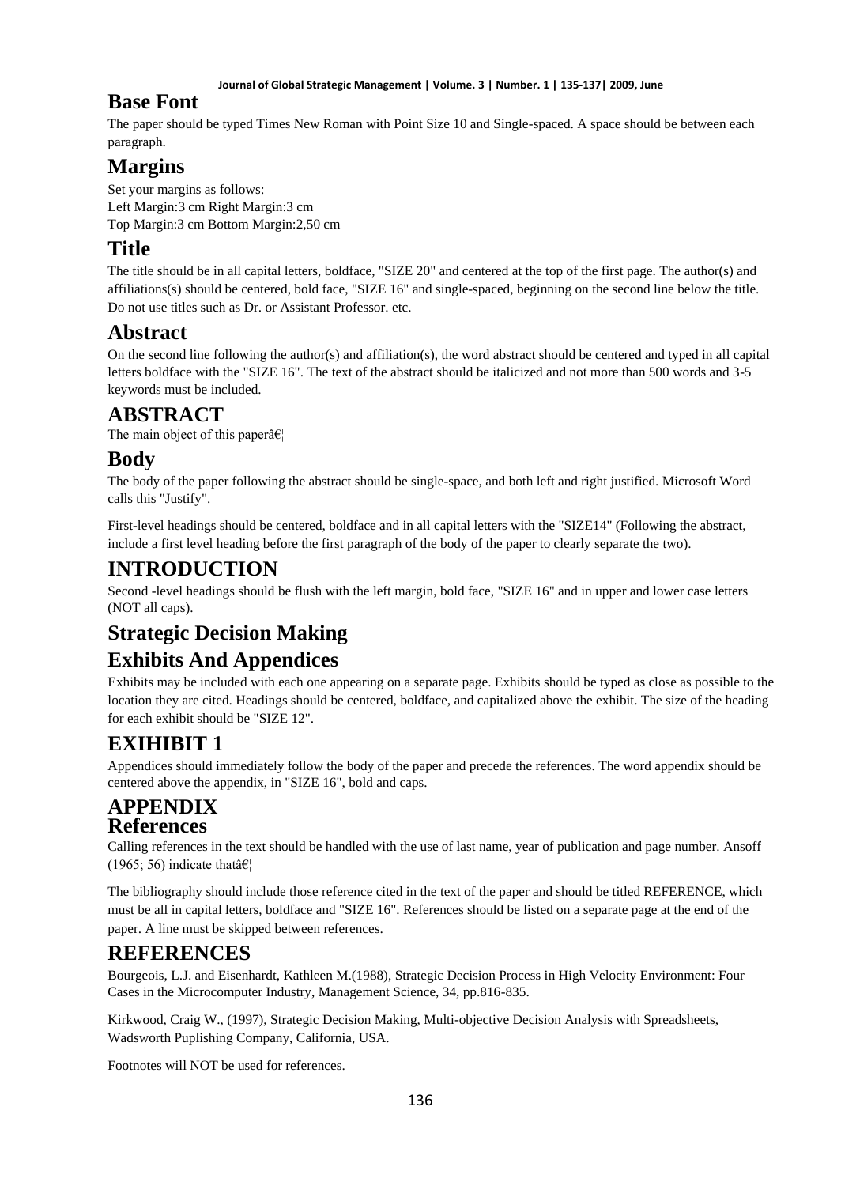## Base Font

The paper should be typed Times New Roman with Point Size 10 and Single-spaced. A space should be between each paragraph.

## Margins

Set your margins as follows:
Left Margin:3 cm Right Margin:3 cm
Top Margin:3 cm Bottom Margin:2,50 cm

## Title

The title should be in all capital letters, boldface, "SIZE 20" and centered at the top of the first page. The author(s) and affiliations(s) should be centered, bold face, "SIZE 16" and single-spaced, beginning on the second line below the title. Do not use titles such as Dr. or Assistant Professor. etc.

## Abstract

On the second line following the author(s) and affiliation(s), the word abstract should be centered and typed in all capital letters boldface with the "SIZE 16". The text of the abstract should be italicized and not more than 500 words and 3-5 keywords must be included.

## ABSTRACT

The main object of this paperâ€¦

## Body

The body of the paper following the abstract should be single-space, and both left and right justified. Microsoft Word calls this "Justify".

First-level headings should be centered, boldface and in all capital letters with the "SIZE14" (Following the abstract, include a first level heading before the first paragraph of the body of the paper to clearly separate the two).

## INTRODUCTION

Second -level headings should be flush with the left margin, bold face, "SIZE 16" and in upper and lower case letters (NOT all caps).

## Strategic Decision Making

## Exhibits And Appendices

Exhibits may be included with each one appearing on a separate page. Exhibits should be typed as close as possible to the location they are cited. Headings should be centered, boldface, and capitalized above the exhibit. The size of the heading for each exhibit should be "SIZE 12".

## EXIHIBIT 1

Appendices should immediately follow the body of the paper and precede the references. The word appendix should be centered above the appendix, in "SIZE 16", bold and caps.

## APPENDIX

## References

Calling references in the text should be handled with the use of last name, year of publication and page number. Ansoff (1965; 56) indicate thatâ€¦

The bibliography should include those reference cited in the text of the paper and should be titled REFERENCE, which must be all in capital letters, boldface and "SIZE 16". References should be listed on a separate page at the end of the paper. A line must be skipped between references.

## REFERENCES

Bourgeois, L.J. and Eisenhardt, Kathleen M.(1988), Strategic Decision Process in High Velocity Environment: Four Cases in the Microcomputer Industry, Management Science, 34, pp.816-835.

Kirkwood, Craig W., (1997), Strategic Decision Making, Multi-objective Decision Analysis with Spreadsheets, Wadsworth Puplishing Company, California, USA.

Footnotes will NOT be used for references.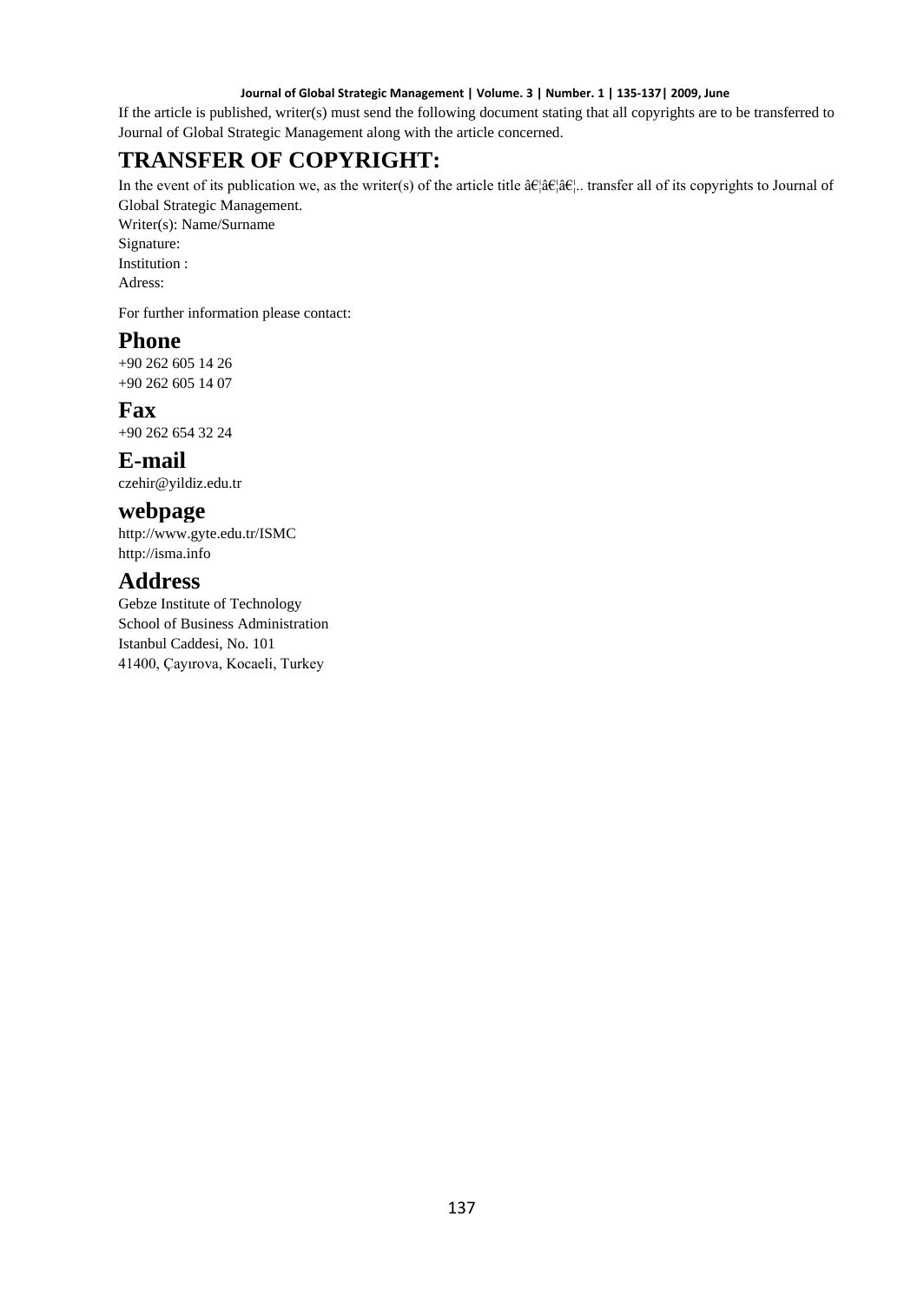If the article is published, writer(s) must send the following document stating that all copyrights are to be transferred to Journal of Global Strategic Management along with the article concerned.

# TRANSFER OF COPYRIGHT:

In the event of its publication we, as the writer(s) of the article title â€¦â€¦â€¦.. transfer all of its copyrights to Journal of Global Strategic Management.

Writer(s): Name/Surname

Signature:

Institution :

Adress:

For further information please contact:

## Phone

+90 262 605 14 26

+90 262 605 14 07

## Fax

+90 262 654 32 24

## E-mail

czehir@yildiz.edu.tr

## webpage

http://www.gyte.edu.tr/ISMC

http://isma.info

## Address

Gebze Institute of Technology

School of Business Administration

Istanbul Caddesi, No. 101

41400, Çayırova, Kocaeli, Turkey